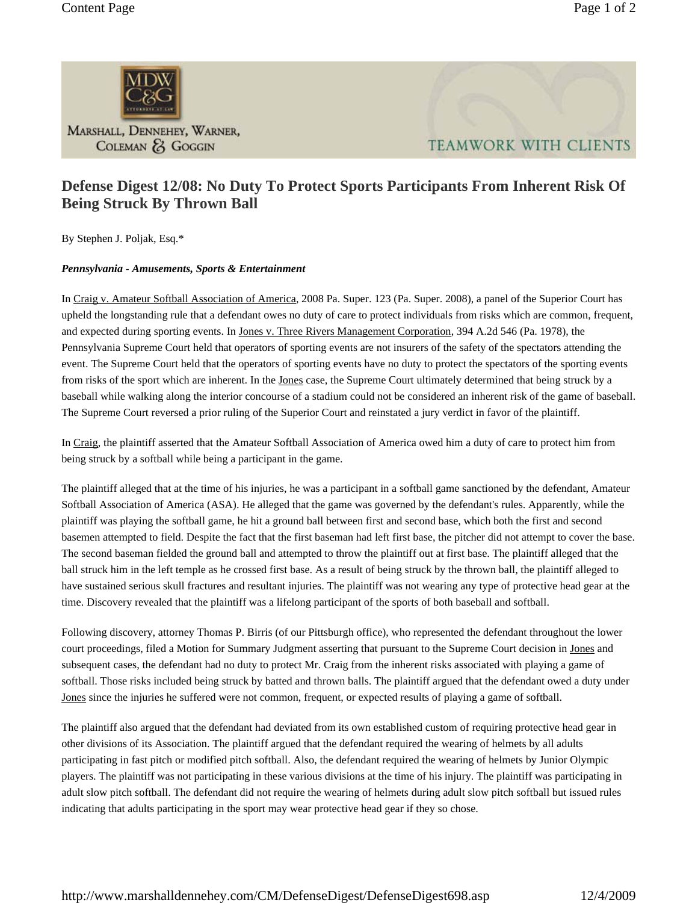Marshall, Dennehey, Warner, Coleman & Goggin

TEAMWORK WITH CLIENTS

# Defense Digest 12/08: No Duty To Protect Sports Participants From Inherent Risk Of Being Struck By Thrown Ball

By Stephen J. Poljak, Esq.*

***Pennsylvania - Amusements, Sports & Entertainment***

In Craig v. Amateur Softball Association of America, 2008 Pa. Super. 123 (Pa. Super. 2008), a panel of the Superior Court has upheld the longstanding rule that a defendant owes no duty of care to protect individuals from risks which are common, frequent, and expected during sporting events. In Jones v. Three Rivers Management Corporation, 394 A.2d 546 (Pa. 1978), the Pennsylvania Supreme Court held that operators of sporting events are not insurers of the safety of the spectators attending the event. The Supreme Court held that the operators of sporting events have no duty to protect the spectators of the sporting events from risks of the sport which are inherent. In the Jones case, the Supreme Court ultimately determined that being struck by a baseball while walking along the interior concourse of a stadium could not be considered an inherent risk of the game of baseball. The Supreme Court reversed a prior ruling of the Superior Court and reinstated a jury verdict in favor of the plaintiff.

In Craig, the plaintiff asserted that the Amateur Softball Association of America owed him a duty of care to protect him from being struck by a softball while being a participant in the game.

The plaintiff alleged that at the time of his injuries, he was a participant in a softball game sanctioned by the defendant, Amateur Softball Association of America (ASA). He alleged that the game was governed by the defendant's rules. Apparently, while the plaintiff was playing the softball game, he hit a ground ball between first and second base, which both the first and second basemen attempted to field. Despite the fact that the first baseman had left first base, the pitcher did not attempt to cover the base. The second baseman fielded the ground ball and attempted to throw the plaintiff out at first base. The plaintiff alleged that the ball struck him in the left temple as he crossed first base. As a result of being struck by the thrown ball, the plaintiff alleged to have sustained serious skull fractures and resultant injuries. The plaintiff was not wearing any type of protective head gear at the time. Discovery revealed that the plaintiff was a lifelong participant of the sports of both baseball and softball.

Following discovery, attorney Thomas P. Birris (of our Pittsburgh office), who represented the defendant throughout the lower court proceedings, filed a Motion for Summary Judgment asserting that pursuant to the Supreme Court decision in Jones and subsequent cases, the defendant had no duty to protect Mr. Craig from the inherent risks associated with playing a game of softball. Those risks included being struck by batted and thrown balls. The plaintiff argued that the defendant owed a duty under Jones since the injuries he suffered were not common, frequent, or expected results of playing a game of softball.

The plaintiff also argued that the defendant had deviated from its own established custom of requiring protective head gear in other divisions of its Association. The plaintiff argued that the defendant required the wearing of helmets by all adults participating in fast pitch or modified pitch softball. Also, the defendant required the wearing of helmets by Junior Olympic players. The plaintiff was not participating in these various divisions at the time of his injury. The plaintiff was participating in adult slow pitch softball. The defendant did not require the wearing of helmets during adult slow pitch softball but issued rules indicating that adults participating in the sport may wear protective head gear if they so chose.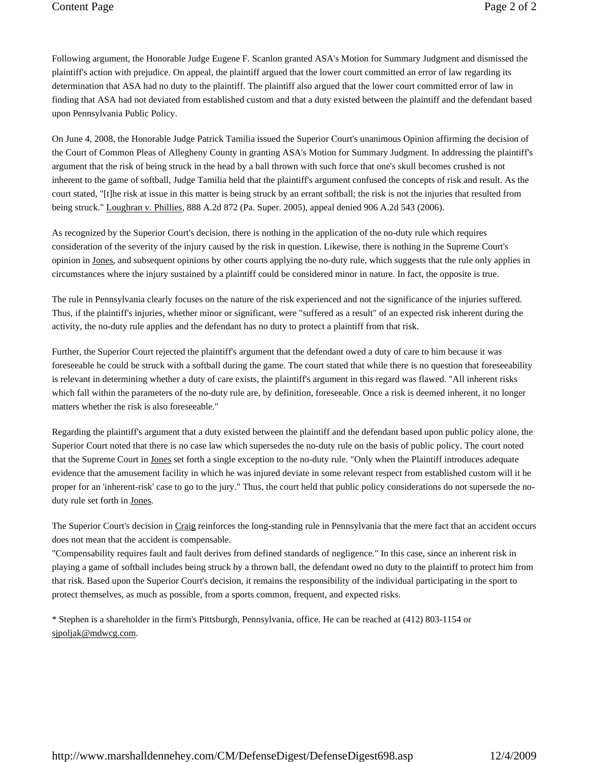Following argument, the Honorable Judge Eugene F. Scanlon granted ASA's Motion for Summary Judgment and dismissed the plaintiff's action with prejudice. On appeal, the plaintiff argued that the lower court committed an error of law regarding its determination that ASA had no duty to the plaintiff. The plaintiff also argued that the lower court committed error of law in finding that ASA had not deviated from established custom and that a duty existed between the plaintiff and the defendant based upon Pennsylvania Public Policy.

On June 4, 2008, the Honorable Judge Patrick Tamilia issued the Superior Court's unanimous Opinion affirming the decision of the Court of Common Pleas of Allegheny County in granting ASA's Motion for Summary Judgment. In addressing the plaintiff's argument that the risk of being struck in the head by a ball thrown with such force that one's skull becomes crushed is not inherent to the game of softball, Judge Tamilia held that the plaintiff's argument confused the concepts of risk and result. As the court stated, "[t]he risk at issue in this matter is being struck by an errant softball; the risk is not the injuries that resulted from being struck." Loughran v. Phillies, 888 A.2d 872 (Pa. Super. 2005), appeal denied 906 A.2d 543 (2006).

As recognized by the Superior Court's decision, there is nothing in the application of the no-duty rule which requires consideration of the severity of the injury caused by the risk in question. Likewise, there is nothing in the Supreme Court's opinion in Jones, and subsequent opinions by other courts applying the no-duty rule, which suggests that the rule only applies in circumstances where the injury sustained by a plaintiff could be considered minor in nature. In fact, the opposite is true.

The rule in Pennsylvania clearly focuses on the nature of the risk experienced and not the significance of the injuries suffered. Thus, if the plaintiff's injuries, whether minor or significant, were "suffered as a result" of an expected risk inherent during the activity, the no-duty rule applies and the defendant has no duty to protect a plaintiff from that risk.

Further, the Superior Court rejected the plaintiff's argument that the defendant owed a duty of care to him because it was foreseeable he could be struck with a softball during the game. The court stated that while there is no question that foreseeability is relevant in determining whether a duty of care exists, the plaintiff's argument in this regard was flawed. "All inherent risks which fall within the parameters of the no-duty rule are, by definition, foreseeable. Once a risk is deemed inherent, it no longer matters whether the risk is also foreseeable."

Regarding the plaintiff's argument that a duty existed between the plaintiff and the defendant based upon public policy alone, the Superior Court noted that there is no case law which supersedes the no-duty rule on the basis of public policy. The court noted that the Supreme Court in Jones set forth a single exception to the no-duty rule. "Only when the Plaintiff introduces adequate evidence that the amusement facility in which he was injured deviate in some relevant respect from established custom will it be proper for an 'inherent-risk' case to go to the jury." Thus, the court held that public policy considerations do not supersede the no-duty rule set forth in Jones.

The Superior Court's decision in Craig reinforces the long-standing rule in Pennsylvania that the mere fact that an accident occurs does not mean that the accident is compensable.
"Compensability requires fault and fault derives from defined standards of negligence." In this case, since an inherent risk in playing a game of softball includes being struck by a thrown ball, the defendant owed no duty to the plaintiff to protect him from that risk. Based upon the Superior Court's decision, it remains the responsibility of the individual participating in the sport to protect themselves, as much as possible, from a sports common, frequent, and expected risks.

* Stephen is a shareholder in the firm's Pittsburgh, Pennsylvania, office. He can be reached at (412) 803-1154 or sjpoljak@mdwcg.com.